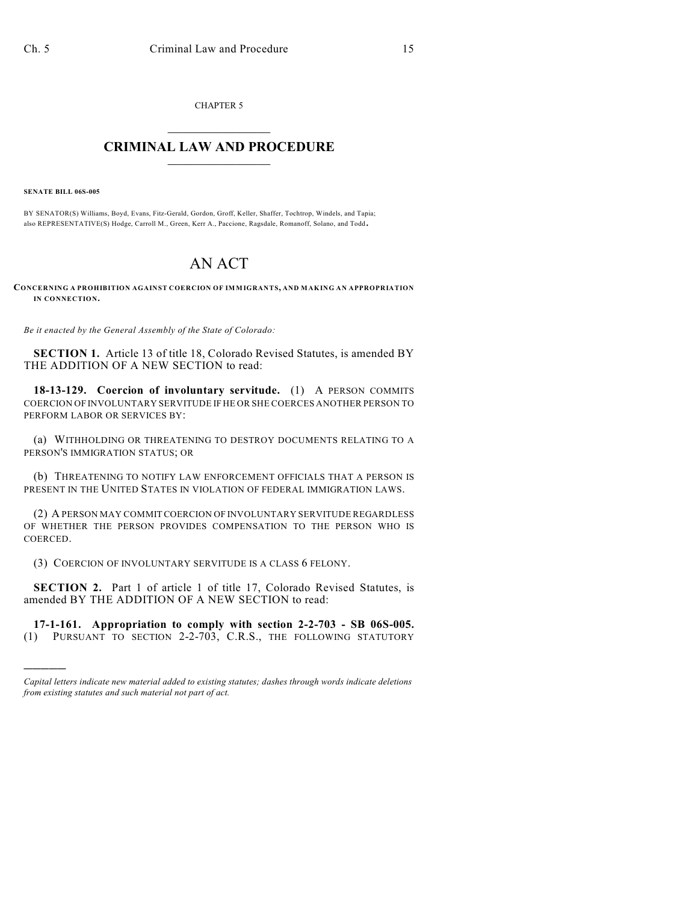CHAPTER 5

# CRIMINAL LAW AND PROCEDURE

**SENATE BILL 06S-005**

BY SENATOR(S) Williams, Boyd, Evans, Fitz-Gerald, Gordon, Groff, Keller, Shaffer, Tochtrop, Windels, and Tapia; also REPRESENTATIVE(S) Hodge, Carroll M., Green, Kerr A., Paccione, Ragsdale, Romanoff, Solano, and Todd.

# AN ACT

**CONCERNING A PROHIBITION AGAINST COERCION OF IMMIGRANTS, AND MAKING AN APPROPRIATION IN CONNECTION.**

*Be it enacted by the General Assembly of the State of Colorado:*

**SECTION 1.** Article 13 of title 18, Colorado Revised Statutes, is amended BY THE ADDITION OF A NEW SECTION to read:

**18-13-129. Coercion of involuntary servitude.** (1) A PERSON COMMITS COERCION OF INVOLUNTARY SERVITUDE IF HE OR SHE COERCES ANOTHER PERSON TO PERFORM LABOR OR SERVICES BY:

(a) WITHHOLDING OR THREATENING TO DESTROY DOCUMENTS RELATING TO A PERSON'S IMMIGRATION STATUS; OR

(b) THREATENING TO NOTIFY LAW ENFORCEMENT OFFICIALS THAT A PERSON IS PRESENT IN THE UNITED STATES IN VIOLATION OF FEDERAL IMMIGRATION LAWS.

(2) A PERSON MAY COMMIT COERCION OF INVOLUNTARY SERVITUDE REGARDLESS OF WHETHER THE PERSON PROVIDES COMPENSATION TO THE PERSON WHO IS COERCED.

(3) COERCION OF INVOLUNTARY SERVITUDE IS A CLASS 6 FELONY.

**SECTION 2.** Part 1 of article 1 of title 17, Colorado Revised Statutes, is amended BY THE ADDITION OF A NEW SECTION to read:

**17-1-161. Appropriation to comply with section 2-2-703 - SB 06S-005.** (1) PURSUANT TO SECTION 2-2-703, C.R.S., THE FOLLOWING STATUTORY

---

*Capital letters indicate new material added to existing statutes; dashes through words indicate deletions from existing statutes and such material not part of act.*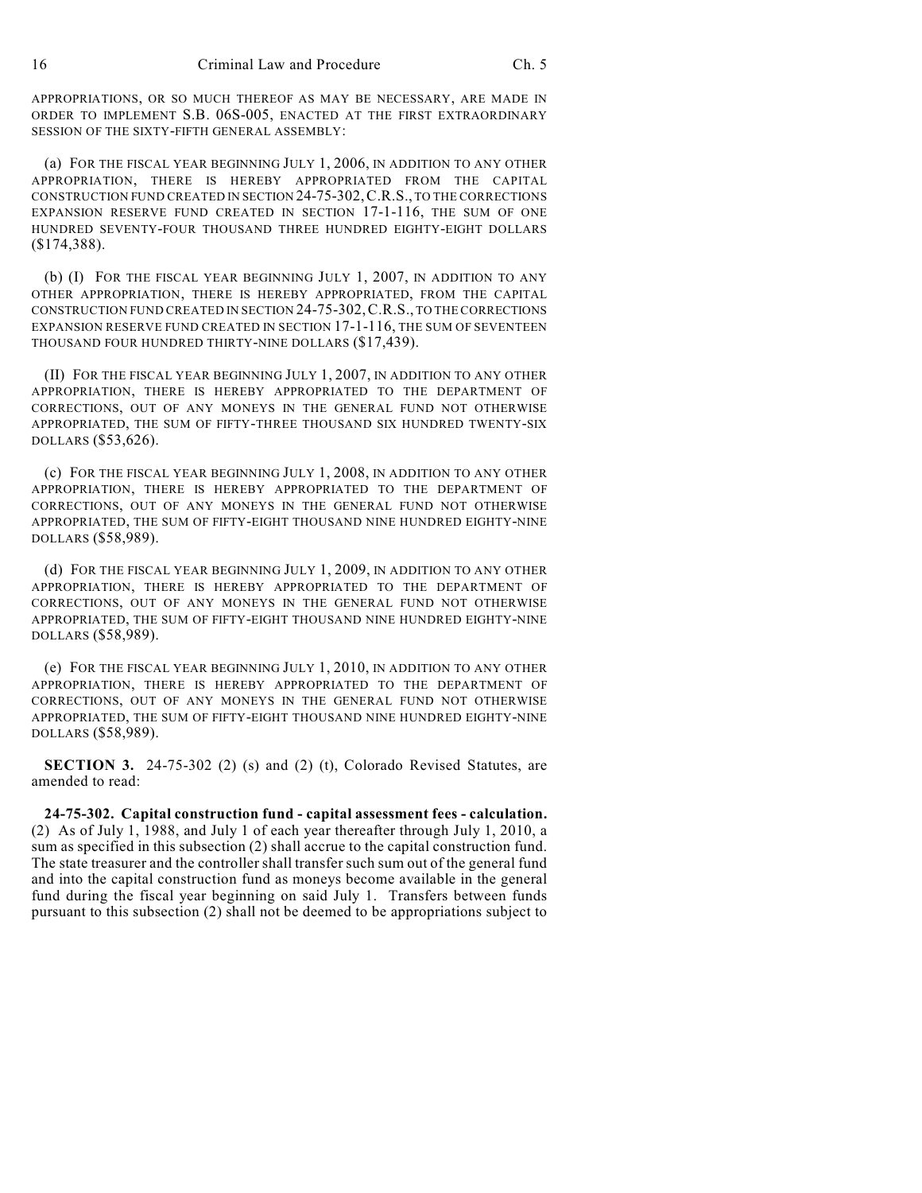APPROPRIATIONS, OR SO MUCH THEREOF AS MAY BE NECESSARY, ARE MADE IN ORDER TO IMPLEMENT S.B. 06S-005, ENACTED AT THE FIRST EXTRAORDINARY SESSION OF THE SIXTY-FIFTH GENERAL ASSEMBLY:

(a) FOR THE FISCAL YEAR BEGINNING JULY 1, 2006, IN ADDITION TO ANY OTHER APPROPRIATION, THERE IS HEREBY APPROPRIATED FROM THE CAPITAL CONSTRUCTION FUND CREATED IN SECTION 24-75-302, C.R.S., TO THE CORRECTIONS EXPANSION RESERVE FUND CREATED IN SECTION 17-1-116, THE SUM OF ONE HUNDRED SEVENTY-FOUR THOUSAND THREE HUNDRED EIGHTY-EIGHT DOLLARS ($174,388).

(b) (I) FOR THE FISCAL YEAR BEGINNING JULY 1, 2007, IN ADDITION TO ANY OTHER APPROPRIATION, THERE IS HEREBY APPROPRIATED, FROM THE CAPITAL CONSTRUCTION FUND CREATED IN SECTION 24-75-302, C.R.S., TO THE CORRECTIONS EXPANSION RESERVE FUND CREATED IN SECTION 17-1-116, THE SUM OF SEVENTEEN THOUSAND FOUR HUNDRED THIRTY-NINE DOLLARS ($17,439).

(II) FOR THE FISCAL YEAR BEGINNING JULY 1, 2007, IN ADDITION TO ANY OTHER APPROPRIATION, THERE IS HEREBY APPROPRIATED TO THE DEPARTMENT OF CORRECTIONS, OUT OF ANY MONEYS IN THE GENERAL FUND NOT OTHERWISE APPROPRIATED, THE SUM OF FIFTY-THREE THOUSAND SIX HUNDRED TWENTY-SIX DOLLARS ($53,626).

(c) FOR THE FISCAL YEAR BEGINNING JULY 1, 2008, IN ADDITION TO ANY OTHER APPROPRIATION, THERE IS HEREBY APPROPRIATED TO THE DEPARTMENT OF CORRECTIONS, OUT OF ANY MONEYS IN THE GENERAL FUND NOT OTHERWISE APPROPRIATED, THE SUM OF FIFTY-EIGHT THOUSAND NINE HUNDRED EIGHTY-NINE DOLLARS ($58,989).

(d) FOR THE FISCAL YEAR BEGINNING JULY 1, 2009, IN ADDITION TO ANY OTHER APPROPRIATION, THERE IS HEREBY APPROPRIATED TO THE DEPARTMENT OF CORRECTIONS, OUT OF ANY MONEYS IN THE GENERAL FUND NOT OTHERWISE APPROPRIATED, THE SUM OF FIFTY-EIGHT THOUSAND NINE HUNDRED EIGHTY-NINE DOLLARS ($58,989).

(e) FOR THE FISCAL YEAR BEGINNING JULY 1, 2010, IN ADDITION TO ANY OTHER APPROPRIATION, THERE IS HEREBY APPROPRIATED TO THE DEPARTMENT OF CORRECTIONS, OUT OF ANY MONEYS IN THE GENERAL FUND NOT OTHERWISE APPROPRIATED, THE SUM OF FIFTY-EIGHT THOUSAND NINE HUNDRED EIGHTY-NINE DOLLARS ($58,989).

**SECTION 3.** 24-75-302 (2) (s) and (2) (t), Colorado Revised Statutes, are amended to read:

**24-75-302. Capital construction fund - capital assessment fees - calculation.** (2) As of July 1, 1988, and July 1 of each year thereafter through July 1, 2010, a sum as specified in this subsection (2) shall accrue to the capital construction fund. The state treasurer and the controller shall transfer such sum out of the general fund and into the capital construction fund as moneys become available in the general fund during the fiscal year beginning on said July 1. Transfers between funds pursuant to this subsection (2) shall not be deemed to be appropriations subject to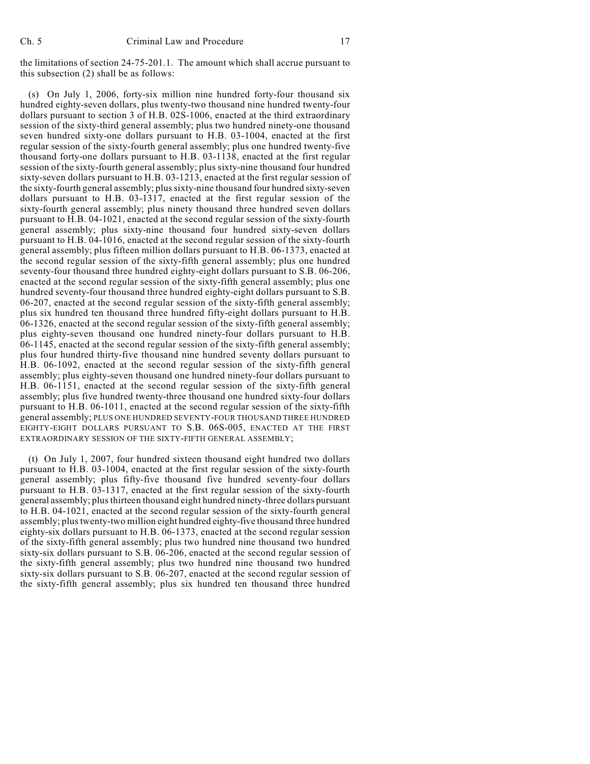the limitations of section 24-75-201.1. The amount which shall accrue pursuant to this subsection (2) shall be as follows:

(s) On July 1, 2006, forty-six million nine hundred forty-four thousand six hundred eighty-seven dollars, plus twenty-two thousand nine hundred twenty-four dollars pursuant to section 3 of H.B. 02S-1006, enacted at the third extraordinary session of the sixty-third general assembly; plus two hundred ninety-one thousand seven hundred sixty-one dollars pursuant to H.B. 03-1004, enacted at the first regular session of the sixty-fourth general assembly; plus one hundred twenty-five thousand forty-one dollars pursuant to H.B. 03-1138, enacted at the first regular session of the sixty-fourth general assembly; plus sixty-nine thousand four hundred sixty-seven dollars pursuant to H.B. 03-1213, enacted at the first regular session of the sixty-fourth general assembly; plus sixty-nine thousand four hundred sixty-seven dollars pursuant to H.B. 03-1317, enacted at the first regular session of the sixty-fourth general assembly; plus ninety thousand three hundred seven dollars pursuant to H.B. 04-1021, enacted at the second regular session of the sixty-fourth general assembly; plus sixty-nine thousand four hundred sixty-seven dollars pursuant to H.B. 04-1016, enacted at the second regular session of the sixty-fourth general assembly; plus fifteen million dollars pursuant to H.B. 06-1373, enacted at the second regular session of the sixty-fifth general assembly; plus one hundred seventy-four thousand three hundred eighty-eight dollars pursuant to S.B. 06-206, enacted at the second regular session of the sixty-fifth general assembly; plus one hundred seventy-four thousand three hundred eighty-eight dollars pursuant to S.B. 06-207, enacted at the second regular session of the sixty-fifth general assembly; plus six hundred ten thousand three hundred fifty-eight dollars pursuant to H.B. 06-1326, enacted at the second regular session of the sixty-fifth general assembly; plus eighty-seven thousand one hundred ninety-four dollars pursuant to H.B. 06-1145, enacted at the second regular session of the sixty-fifth general assembly; plus four hundred thirty-five thousand nine hundred seventy dollars pursuant to H.B. 06-1092, enacted at the second regular session of the sixty-fifth general assembly; plus eighty-seven thousand one hundred ninety-four dollars pursuant to H.B. 06-1151, enacted at the second regular session of the sixty-fifth general assembly; plus five hundred twenty-three thousand one hundred sixty-four dollars pursuant to H.B. 06-1011, enacted at the second regular session of the sixty-fifth general assembly; PLUS ONE HUNDRED SEVENTY-FOUR THOUSAND THREE HUNDRED EIGHTY-EIGHT DOLLARS PURSUANT TO S.B. 06S-005, ENACTED AT THE FIRST EXTRAORDINARY SESSION OF THE SIXTY-FIFTH GENERAL ASSEMBLY;

(t) On July 1, 2007, four hundred sixteen thousand eight hundred two dollars pursuant to H.B. 03-1004, enacted at the first regular session of the sixty-fourth general assembly; plus fifty-five thousand five hundred seventy-four dollars pursuant to H.B. 03-1317, enacted at the first regular session of the sixty-fourth general assembly; plus thirteen thousand eight hundred ninety-three dollars pursuant to H.B. 04-1021, enacted at the second regular session of the sixty-fourth general assembly; plus twenty-two million eight hundred eighty-five thousand three hundred eighty-six dollars pursuant to H.B. 06-1373, enacted at the second regular session of the sixty-fifth general assembly; plus two hundred nine thousand two hundred sixty-six dollars pursuant to S.B. 06-206, enacted at the second regular session of the sixty-fifth general assembly; plus two hundred nine thousand two hundred sixty-six dollars pursuant to S.B. 06-207, enacted at the second regular session of the sixty-fifth general assembly; plus six hundred ten thousand three hundred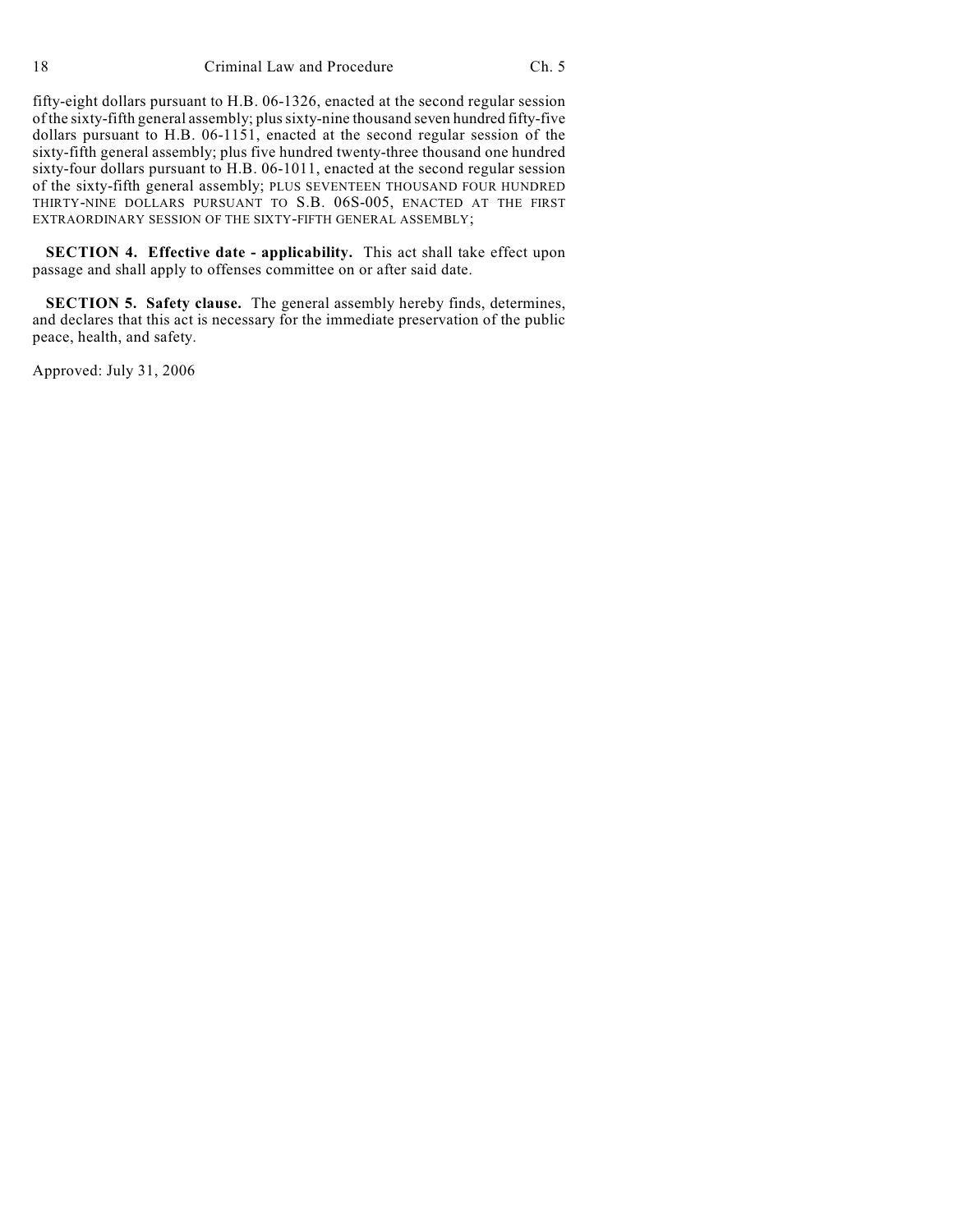fifty-eight dollars pursuant to H.B. 06-1326, enacted at the second regular session of the sixty-fifth general assembly; plus sixty-nine thousand seven hundred fifty-five dollars pursuant to H.B. 06-1151, enacted at the second regular session of the sixty-fifth general assembly; plus five hundred twenty-three thousand one hundred sixty-four dollars pursuant to H.B. 06-1011, enacted at the second regular session of the sixty-fifth general assembly; PLUS SEVENTEEN THOUSAND FOUR HUNDRED THIRTY-NINE DOLLARS PURSUANT TO S.B. 06S-005, ENACTED AT THE FIRST EXTRAORDINARY SESSION OF THE SIXTY-FIFTH GENERAL ASSEMBLY;

**SECTION 4. Effective date - applicability.** This act shall take effect upon passage and shall apply to offenses committee on or after said date.

**SECTION 5. Safety clause.** The general assembly hereby finds, determines, and declares that this act is necessary for the immediate preservation of the public peace, health, and safety.

Approved: July 31, 2006